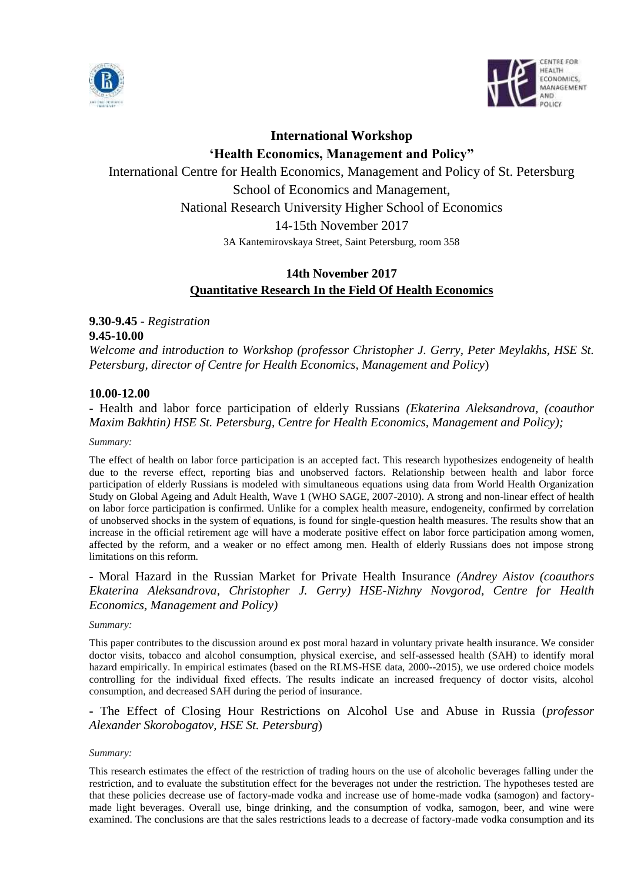# International Workshop

## 'Health Economics, Management and Policy"

International Centre for Health Economics, Management and Policy of St. Petersburg School of Economics and Management,

National Research University Higher School of Economics

14-15th November 2017

3A Kantemirovskaya Street, Saint Petersburg, room 358

## 14th November 2017

## Quantitative Research In the Field Of Health Economics

**9.30-9.45** - *Registration*

**9.45-10.00**

*Welcome and introduction to Workshop (professor Christopher J. Gerry, Peter Meylakhs, HSE St. Petersburg, director of Centre for Health Economics, Management and Policy*)

**10.00-12.00**

- Health and labor force participation of elderly Russians *(Ekaterina Aleksandrova, (coauthor Maxim Bakhtin) HSE St. Petersburg, Centre for Health Economics, Management and Policy);*

*Summary:*

The effect of health on labor force participation is an accepted fact. This research hypothesizes endogeneity of health due to the reverse effect, reporting bias and unobserved factors. Relationship between health and labor force participation of elderly Russians is modeled with simultaneous equations using data from World Health Organization Study on Global Ageing and Adult Health, Wave 1 (WHO SAGE, 2007-2010). A strong and non-linear effect of health on labor force participation is confirmed. Unlike for a complex health measure, endogeneity, confirmed by correlation of unobserved shocks in the system of equations, is found for single-question health measures. The results show that an increase in the official retirement age will have a moderate positive effect on labor force participation among women, affected by the reform, and a weaker or no effect among men. Health of elderly Russians does not impose strong limitations on this reform.

- Moral Hazard in the Russian Market for Private Health Insurance *(Andrey Aistov (coauthors Ekaterina Aleksandrova, Christopher J. Gerry) HSE-Nizhny Novgorod, Centre for Health Economics, Management and Policy)*

*Summary:*

This paper contributes to the discussion around ex post moral hazard in voluntary private health insurance. We consider doctor visits, tobacco and alcohol consumption, physical exercise, and self-assessed health (SAH) to identify moral hazard empirically. In empirical estimates (based on the RLMS-HSE data, 2000--2015), we use ordered choice models controlling for the individual fixed effects. The results indicate an increased frequency of doctor visits, alcohol consumption, and decreased SAH during the period of insurance.

- The Effect of Closing Hour Restrictions on Alcohol Use and Abuse in Russia (*professor Alexander Skorobogatov, HSE St. Petersburg*)

*Summary:*

This research estimates the effect of the restriction of trading hours on the use of alcoholic beverages falling under the restriction, and to evaluate the substitution effect for the beverages not under the restriction. The hypotheses tested are that these policies decrease use of factory-made vodka and increase use of home-made vodka (samogon) and factory-made light beverages. Overall use, binge drinking, and the consumption of vodka, samogon, beer, and wine were examined. The conclusions are that the sales restrictions leads to a decrease of factory-made vodka consumption and its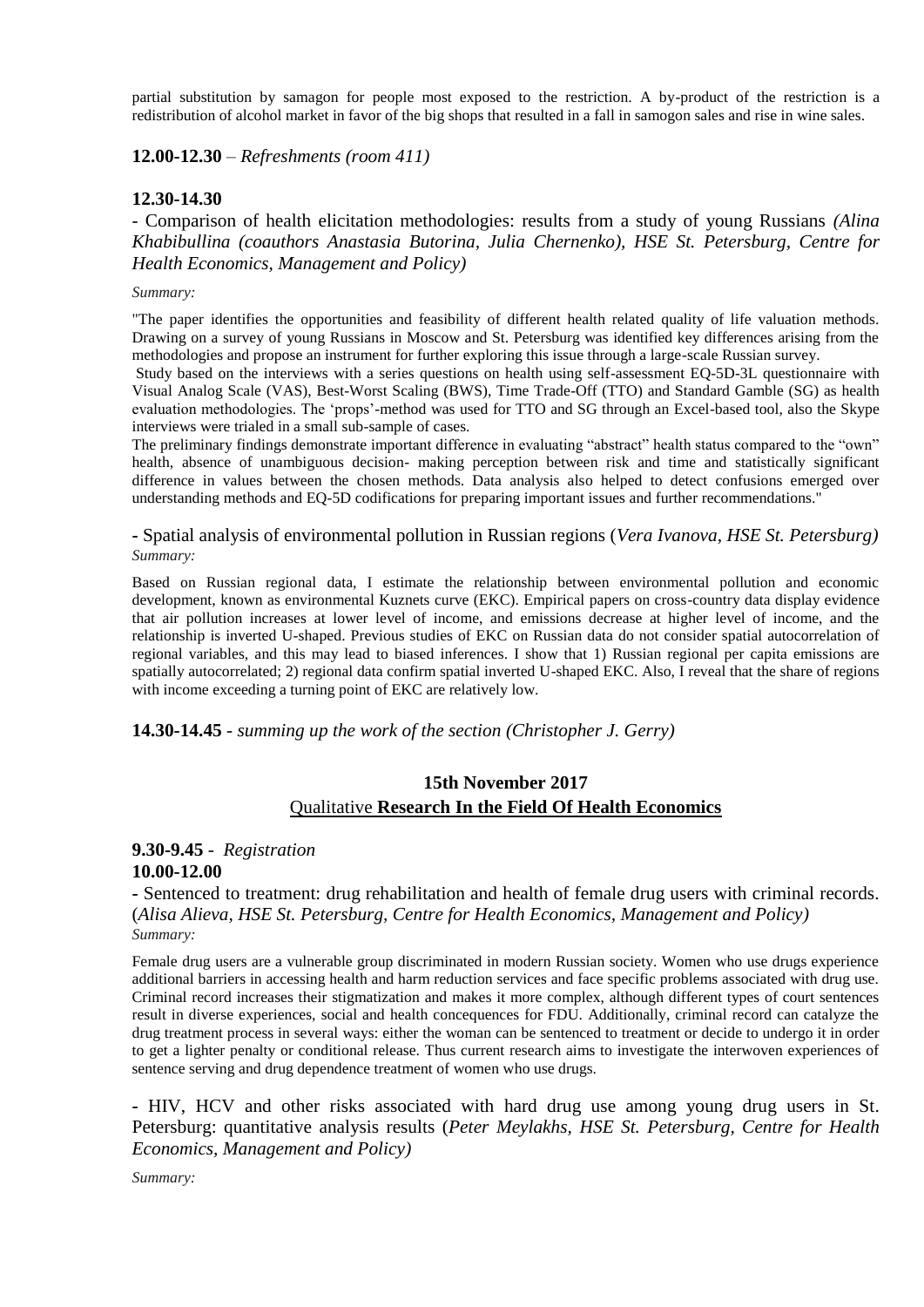partial substitution by samagon for people most exposed to the restriction. A by-product of the restriction is a redistribution of alcohol market in favor of the big shops that resulted in a fall in samogon sales and rise in wine sales.

**12.00-12.30** – *Refreshments (room 411)*

**12.30-14.30**

- Comparison of health elicitation methodologies: results from a study of young Russians *(Alina Khabibullina (coauthors Anastasia Butorina, Julia Chernenko), HSE St. Petersburg, Centre for Health Economics, Management and Policy)*

*Summary:*

"The paper identifies the opportunities and feasibility of different health related quality of life valuation methods. Drawing on a survey of young Russians in Moscow and St. Petersburg was identified key differences arising from the methodologies and propose an instrument for further exploring this issue through a large-scale Russian survey.

Study based on the interviews with a series questions on health using self-assessment EQ-5D-3L questionnaire with Visual Analog Scale (VAS), Best-Worst Scaling (BWS), Time Trade-Off (TTO) and Standard Gamble (SG) as health evaluation methodologies. The 'props'-method was used for TTO and SG through an Excel-based tool, also the Skype interviews were trialed in a small sub-sample of cases.

The preliminary findings demonstrate important difference in evaluating "abstract" health status compared to the "own" health, absence of unambiguous decision- making perception between risk and time and statistically significant difference in values between the chosen methods. Data analysis also helped to detect confusions emerged over understanding methods and EQ-5D codifications for preparing important issues and further recommendations."

- Spatial analysis of environmental pollution in Russian regions (*Vera Ivanova, HSE St. Petersburg)*

*Summary:*

Based on Russian regional data, I estimate the relationship between environmental pollution and economic development, known as environmental Kuznets curve (EKC). Empirical papers on cross-country data display evidence that air pollution increases at lower level of income, and emissions decrease at higher level of income, and the relationship is inverted U-shaped. Previous studies of EKC on Russian data do not consider spatial autocorrelation of regional variables, and this may lead to biased inferences. I show that 1) Russian regional per capita emissions are spatially autocorrelated; 2) regional data confirm spatial inverted U-shaped EKC. Also, I reveal that the share of regions with income exceeding a turning point of EKC are relatively low.

**14.30-14.45** - *summing up the work of the section (Christopher J. Gerry)*

## 15th November 2017

## Qualitative **Research In the Field Of Health Economics**

**9.30-9.45** - *Registration*

**10.00-12.00**

- Sentenced to treatment: drug rehabilitation and health of female drug users with criminal records. (*Alisa Alieva, HSE St. Petersburg, Centre for Health Economics, Management and Policy)*

*Summary:*

Female drug users are a vulnerable group discriminated in modern Russian society. Women who use drugs experience additional barriers in accessing health and harm reduction services and face specific problems associated with drug use. Criminal record increases their stigmatization and makes it more complex, although different types of court sentences result in diverse experiences, social and health concequences for FDU. Additionally, criminal record can catalyze the drug treatment process in several ways: either the woman can be sentenced to treatment or decide to undergo it in order to get a lighter penalty or conditional release. Thus current research aims to investigate the interwoven experiences of sentence serving and drug dependence treatment of women who use drugs.

- HIV, HCV and other risks associated with hard drug use among young drug users in St. Petersburg: quantitative analysis results (*Peter Meylakhs, HSE St. Petersburg, Centre for Health Economics, Management and Policy)*

*Summary:*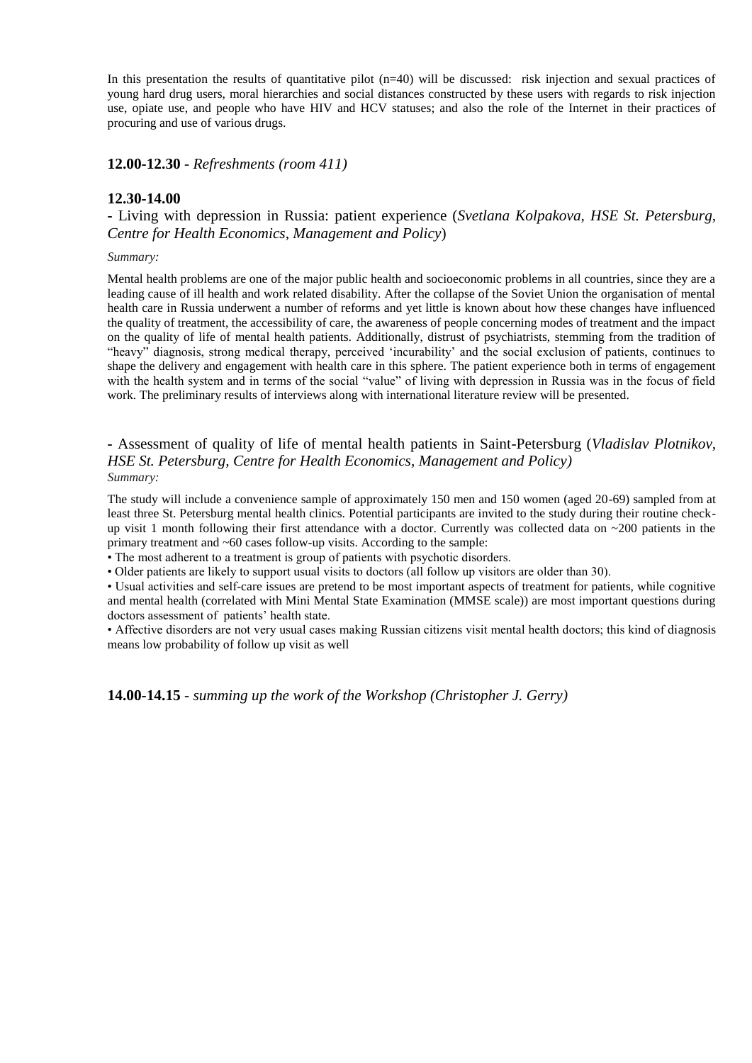In this presentation the results of quantitative pilot (n=40) will be discussed: risk injection and sexual practices of young hard drug users, moral hierarchies and social distances constructed by these users with regards to risk injection use, opiate use, and people who have HIV and HCV statuses; and also the role of the Internet in their practices of procuring and use of various drugs.

**12.00-12.30** - *Refreshments (room 411)*

**12.30-14.00**

- Living with depression in Russia: patient experience (*Svetlana Kolpakova, HSE St. Petersburg, Centre for Health Economics, Management and Policy*)

*Summary:*

Mental health problems are one of the major public health and socioeconomic problems in all countries, since they are a leading cause of ill health and work related disability. After the collapse of the Soviet Union the organisation of mental health care in Russia underwent a number of reforms and yet little is known about how these changes have influenced the quality of treatment, the accessibility of care, the awareness of people concerning modes of treatment and the impact on the quality of life of mental health patients. Additionally, distrust of psychiatrists, stemming from the tradition of "heavy" diagnosis, strong medical therapy, perceived 'incurability' and the social exclusion of patients, continues to shape the delivery and engagement with health care in this sphere. The patient experience both in terms of engagement with the health system and in terms of the social "value" of living with depression in Russia was in the focus of field work. The preliminary results of interviews along with international literature review will be presented.

- Assessment of quality of life of mental health patients in Saint-Petersburg (*Vladislav Plotnikov, HSE St. Petersburg, Centre for Health Economics, Management and Policy)*

*Summary:*

The study will include a convenience sample of approximately 150 men and 150 women (aged 20-69) sampled from at least three St. Petersburg mental health clinics. Potential participants are invited to the study during their routine check-up visit 1 month following their first attendance with a doctor. Currently was collected data on ~200 patients in the primary treatment and ~60 cases follow-up visits. According to the sample:

- The most adherent to a treatment is group of patients with psychotic disorders.
- Older patients are likely to support usual visits to doctors (all follow up visitors are older than 30).
- Usual activities and self-care issues are pretend to be most important aspects of treatment for patients, while cognitive and mental health (correlated with Mini Mental State Examination (MMSE scale)) are most important questions during doctors assessment of patients' health state.
- Affective disorders are not very usual cases making Russian citizens visit mental health doctors; this kind of diagnosis means low probability of follow up visit as well

**14.00-14.15** - *summing up the work of the Workshop (Christopher J. Gerry)*